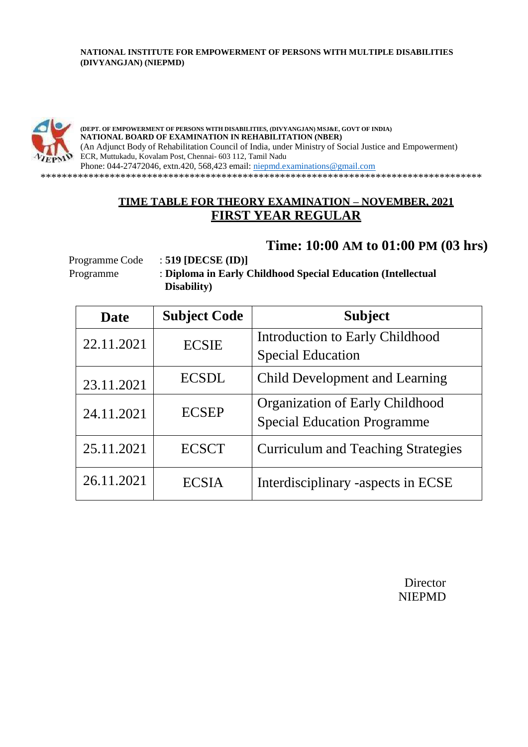**NATIONAL INSTITUTE FOR EMPOWERMENT OF PERSONS WITH MULTIPLE DISABILITIES (DIVYANGJAN) (NIEPMD)**

**(DEPT. OF EMPOWERMENT OF PERSONS WITH DISABILITIES, (DIVYANGJAN) MSJ&E, GOVT OF INDIA)**
**NATIONAL BOARD OF EXAMINATION IN REHABILITATION (NBER)**
(An Adjunct Body of Rehabilitation Council of India, under Ministry of Social Justice and Empowerment)
ECR, Muttukadu, Kovalam Post, Chennai- 603 112, Tamil Nadu
Phone: 044-27472046, extn.420, 568,423 email: niepmd.examinations@gmail.com

************************************************************************************

## TIME TABLE FOR THEORY EXAMINATION – NOVEMBER, 2021

## FIRST YEAR REGULAR

### Time: 10:00 AM to 01:00 PM (03 hrs)

Programme Code : **519 [DECSE (ID)]**
Programme : **Diploma in Early Childhood Special Education (Intellectual Disability)**

| Date | Subject Code | Subject |
|---|---|---|
| 22.11.2021 | ECSIE | Introduction to Early Childhood Special Education |
| 23.11.2021 | ECSDL | Child Development and Learning |
| 24.11.2021 | ECSEP | Organization of Early Childhood Special Education Programme |
| 25.11.2021 | ECSCT | Curriculum and Teaching Strategies |
| 26.11.2021 | ECSIA | Interdisciplinary -aspects in ECSE |

Director
NIEPMD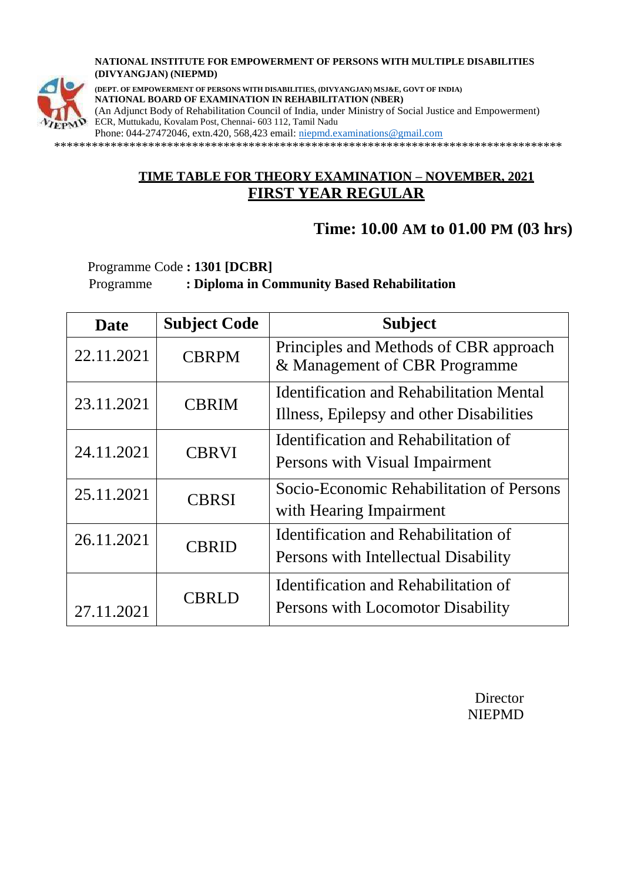**NATIONAL INSTITUTE FOR EMPOWERMENT OF PERSONS WITH MULTIPLE DISABILITIES (DIVYANGJAN) (NIEPMD)**

**(DEPT. OF EMPOWERMENT OF PERSONS WITH DISABILITIES, (DIVYANGJAN) MSJ&E, GOVT OF INDIA)**
**NATIONAL BOARD OF EXAMINATION IN REHABILITATION (NBER)**
(An Adjunct Body of Rehabilitation Council of India, under Ministry of Social Justice and Empowerment)
ECR, Muttukadu, Kovalam Post, Chennai- 603 112, Tamil Nadu
Phone: 044-27472046, extn.420, 568,423 email: niepmd.examinations@gmail.com

********************************************************************************

## TIME TABLE FOR THEORY EXAMINATION – NOVEMBER, 2021

## FIRST YEAR REGULAR

### Time: 10.00 AM to 01.00 PM (03 hrs)

Programme Code **: 1301 [DCBR]**
Programme **: Diploma in Community Based Rehabilitation**

| Date | Subject Code | Subject |
|---|---|---|
| 22.11.2021 | CBRPM | Principles and Methods of CBR approach & Management of CBR Programme |
| 23.11.2021 | CBRIM | Identification and Rehabilitation Mental Illness, Epilepsy and other Disabilities |
| 24.11.2021 | CBRVI | Identification and Rehabilitation of Persons with Visual Impairment |
| 25.11.2021 | CBRSI | Socio-Economic Rehabilitation of Persons with Hearing Impairment |
| 26.11.2021 | CBRID | Identification and Rehabilitation of Persons with Intellectual Disability |
| 27.11.2021 | CBRLD | Identification and Rehabilitation of Persons with Locomotor Disability |

Director
NIEPMD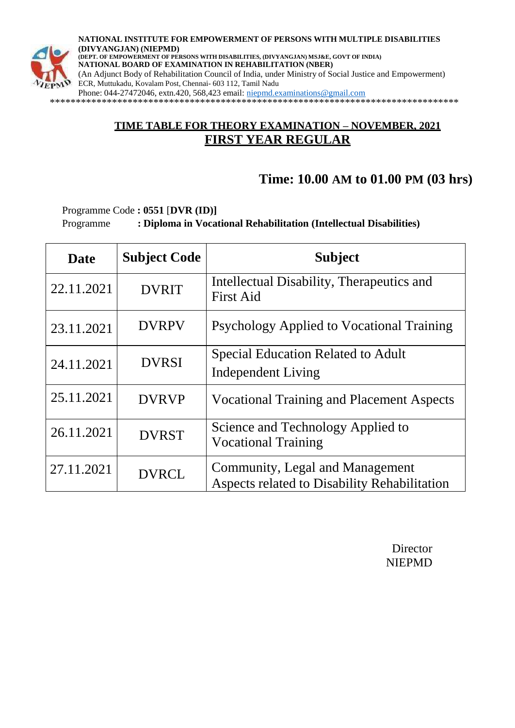**NATIONAL INSTITUTE FOR EMPOWERMENT OF PERSONS WITH MULTIPLE DISABILITIES (DIVYANGJAN) (NIEPMD)**
**(DEPT. OF EMPOWERMENT OF PERSONS WITH DISABILITIES, (DIVYANGJAN) MSJ&E, GOVT OF INDIA)**
**NATIONAL BOARD OF EXAMINATION IN REHABILITATION (NBER)**
(An Adjunct Body of Rehabilitation Council of India, under Ministry of Social Justice and Empowerment)
ECR, Muttukadu, Kovalam Post, Chennai- 603 112, Tamil Nadu
Phone: 044-27472046, extn.420, 568,423 email: niepmd.examinations@gmail.com

*******************************************************************************

## TIME TABLE FOR THEORY EXAMINATION – NOVEMBER, 2021
## FIRST YEAR REGULAR

**Time: 10.00 AM to 01.00 PM (03 hrs)**

Programme Code **: 0551** [**DVR (ID)]**
Programme **: Diploma in Vocational Rehabilitation (Intellectual Disabilities)**

| Date | Subject Code | Subject |
|---|---|---|
| 22.11.2021 | DVRIT | Intellectual Disability, Therapeutics and First Aid |
| 23.11.2021 | DVRPV | Psychology Applied to Vocational Training |
| 24.11.2021 | DVRSI | Special Education Related to Adult Independent Living |
| 25.11.2021 | DVRVP | Vocational Training and Placement Aspects |
| 26.11.2021 | DVRST | Science and Technology Applied to Vocational Training |
| 27.11.2021 | DVRCL | Community, Legal and Management Aspects related to Disability Rehabilitation |

Director
NIEPMD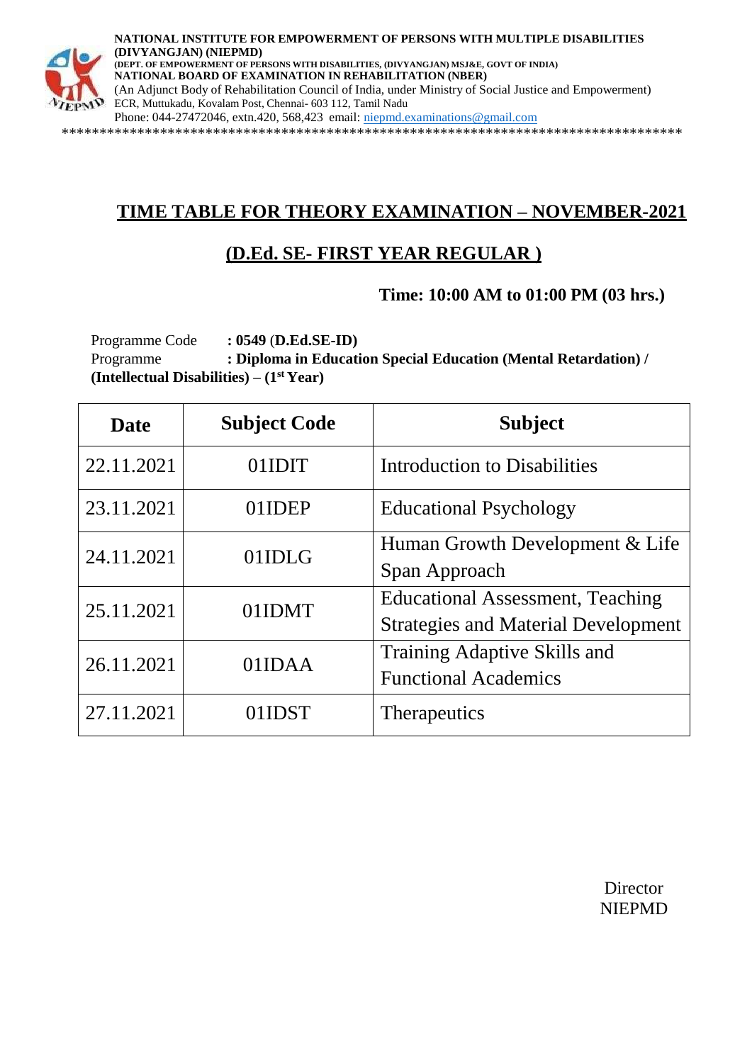**NATIONAL INSTITUTE FOR EMPOWERMENT OF PERSONS WITH MULTIPLE DISABILITIES (DIVYANGJAN) (NIEPMD)**
**(DEPT. OF EMPOWERMENT OF PERSONS WITH DISABILITIES, (DIVYANGJAN) MSJ&E, GOVT OF INDIA)**
**NATIONAL BOARD OF EXAMINATION IN REHABILITATION (NBER)**
(An Adjunct Body of Rehabilitation Council of India, under Ministry of Social Justice and Empowerment)
ECR, Muttukadu, Kovalam Post, Chennai- 603 112, Tamil Nadu
Phone: 044-27472046, extn.420, 568,423 email: niepmd.examinations@gmail.com

\*\*\*\*\*\*\*\*\*\*\*\*\*\*\*\*\*\*\*\*\*\*\*\*\*\*\*\*\*\*\*\*\*\*\*\*\*\*\*\*\*\*\*\*\*\*\*\*\*\*\*\*\*\*\*\*\*\*\*\*\*\*\*\*\*\*\*\*\*\*\*\*\*\*\*\*\*\*\*\*\*\*

## TIME TABLE FOR THEORY EXAMINATION – NOVEMBER-2021

## (D.Ed. SE- FIRST YEAR REGULAR )

**Time: 10:00 AM to 01:00 PM (03 hrs.)**

Programme Code : **0549 (D.Ed.SE-ID)**
Programme : **Diploma in Education Special Education (Mental Retardation) / (Intellectual Disabilities) – (1st Year)**

| Date | Subject Code | Subject |
|---|---|---|
| 22.11.2021 | 01IDIT | Introduction to Disabilities |
| 23.11.2021 | 01IDEP | Educational Psychology |
| 24.11.2021 | 01IDLG | Human Growth Development & Life Span Approach |
| 25.11.2021 | 01IDMT | Educational Assessment, Teaching Strategies and Material Development |
| 26.11.2021 | 01IDAA | Training Adaptive Skills and Functional Academics |
| 27.11.2021 | 01IDST | Therapeutics |

Director
NIEPMD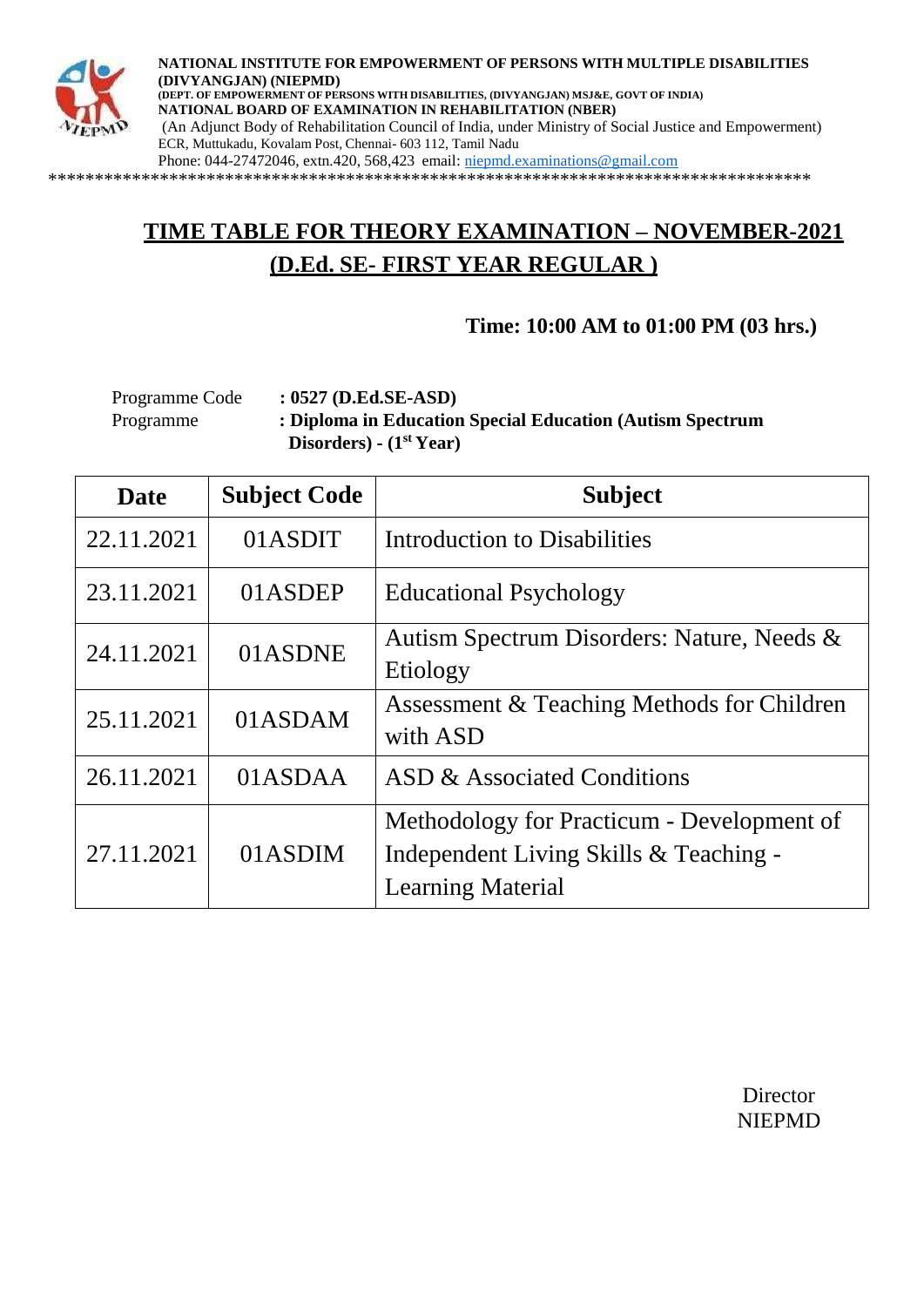**NATIONAL INSTITUTE FOR EMPOWERMENT OF PERSONS WITH MULTIPLE DISABILITIES (DIVYANGJAN) (NIEPMD)**
**(DEPT. OF EMPOWERMENT OF PERSONS WITH DISABILITIES, (DIVYANGJAN) MSJ&E, GOVT OF INDIA)**
**NATIONAL BOARD OF EXAMINATION IN REHABILITATION (NBER)**
(An Adjunct Body of Rehabilitation Council of India, under Ministry of Social Justice and Empowerment)
ECR, Muttukadu, Kovalam Post, Chennai- 603 112, Tamil Nadu
Phone: 044-27472046, extn.420, 568,423 email: niepmd.examinations@gmail.com

*******************************************************************************

## TIME TABLE FOR THEORY EXAMINATION – NOVEMBER-2021
## (D.Ed. SE- FIRST YEAR REGULAR )

**Time: 10:00 AM to 01:00 PM (03 hrs.)**

Programme Code **: 0527 (D.Ed.SE-ASD)**
Programme **: Diploma in Education Special Education (Autism Spectrum Disorders) - (1st Year)**

| Date | Subject Code | Subject |
|---|---|---|
| 22.11.2021 | 01ASDIT | Introduction to Disabilities |
| 23.11.2021 | 01ASDEP | Educational Psychology |
| 24.11.2021 | 01ASDNE | Autism Spectrum Disorders: Nature, Needs & Etiology |
| 25.11.2021 | 01ASDAM | Assessment & Teaching Methods for Children with ASD |
| 26.11.2021 | 01ASDAA | ASD & Associated Conditions |
| 27.11.2021 | 01ASDIM | Methodology for Practicum - Development of Independent Living Skills & Teaching - Learning Material |

Director
NIEPMD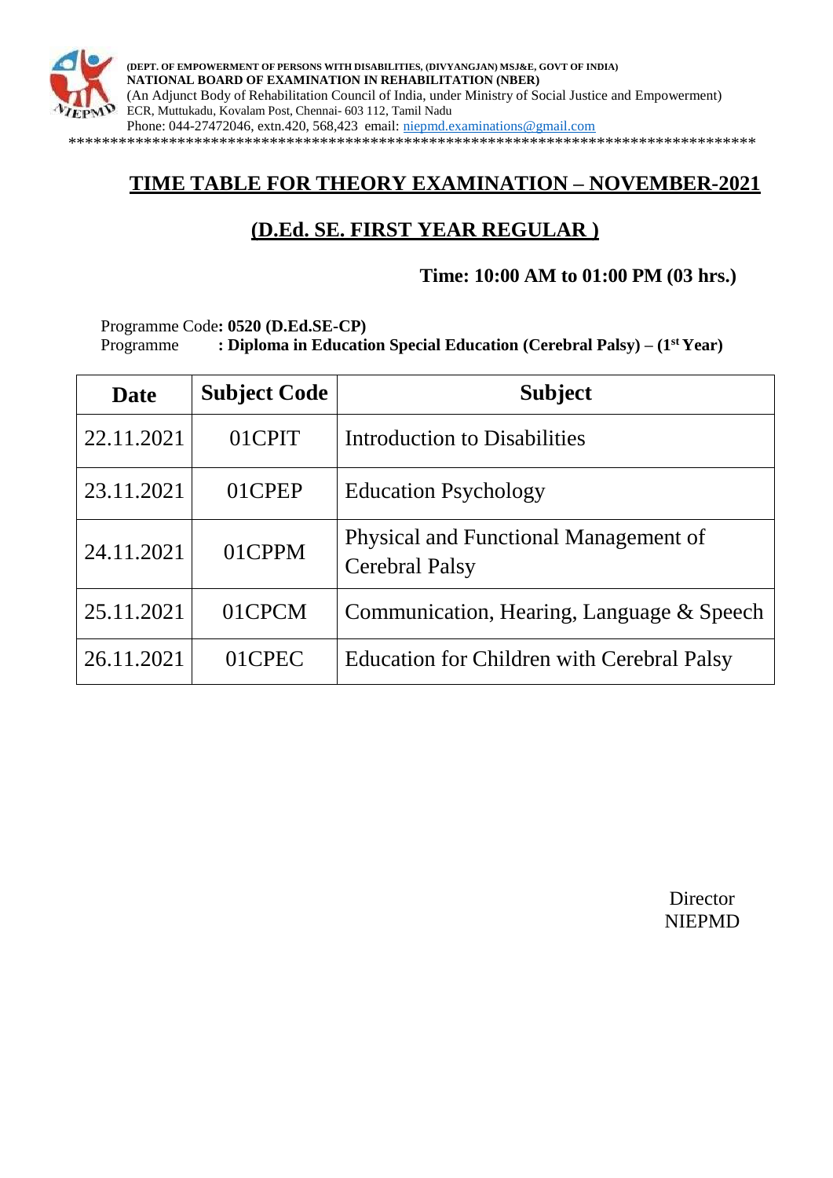**(DEPT. OF EMPOWERMENT OF PERSONS WITH DISABILITIES, (DIVYANGJAN) MSJ&E, GOVT OF INDIA)**
**NATIONAL BOARD OF EXAMINATION IN REHABILITATION (NBER)**
(An Adjunct Body of Rehabilitation Council of India, under Ministry of Social Justice and Empowerment)
ECR, Muttukadu, Kovalam Post, Chennai- 603 112, Tamil Nadu
Phone: 044-27472046, extn.420, 568,423 email: niepmd.examinations@gmail.com

*****************************************************************************

## TIME TABLE FOR THEORY EXAMINATION – NOVEMBER-2021

## (D.Ed. SE. FIRST YEAR REGULAR )

**Time: 10:00 AM to 01:00 PM (03 hrs.)**

Programme Code**: 0520 (D.Ed.SE-CP)**
Programme **: Diploma in Education Special Education (Cerebral Palsy) – (1st Year)**

| Date | Subject Code | Subject |
|---|---|---|
| 22.11.2021 | 01CPIT | Introduction to Disabilities |
| 23.11.2021 | 01CPEP | Education Psychology |
| 24.11.2021 | 01CPPM | Physical and Functional Management of Cerebral Palsy |
| 25.11.2021 | 01CPCM | Communication, Hearing, Language & Speech |
| 26.11.2021 | 01CPEC | Education for Children with Cerebral Palsy |

Director
NIEPMD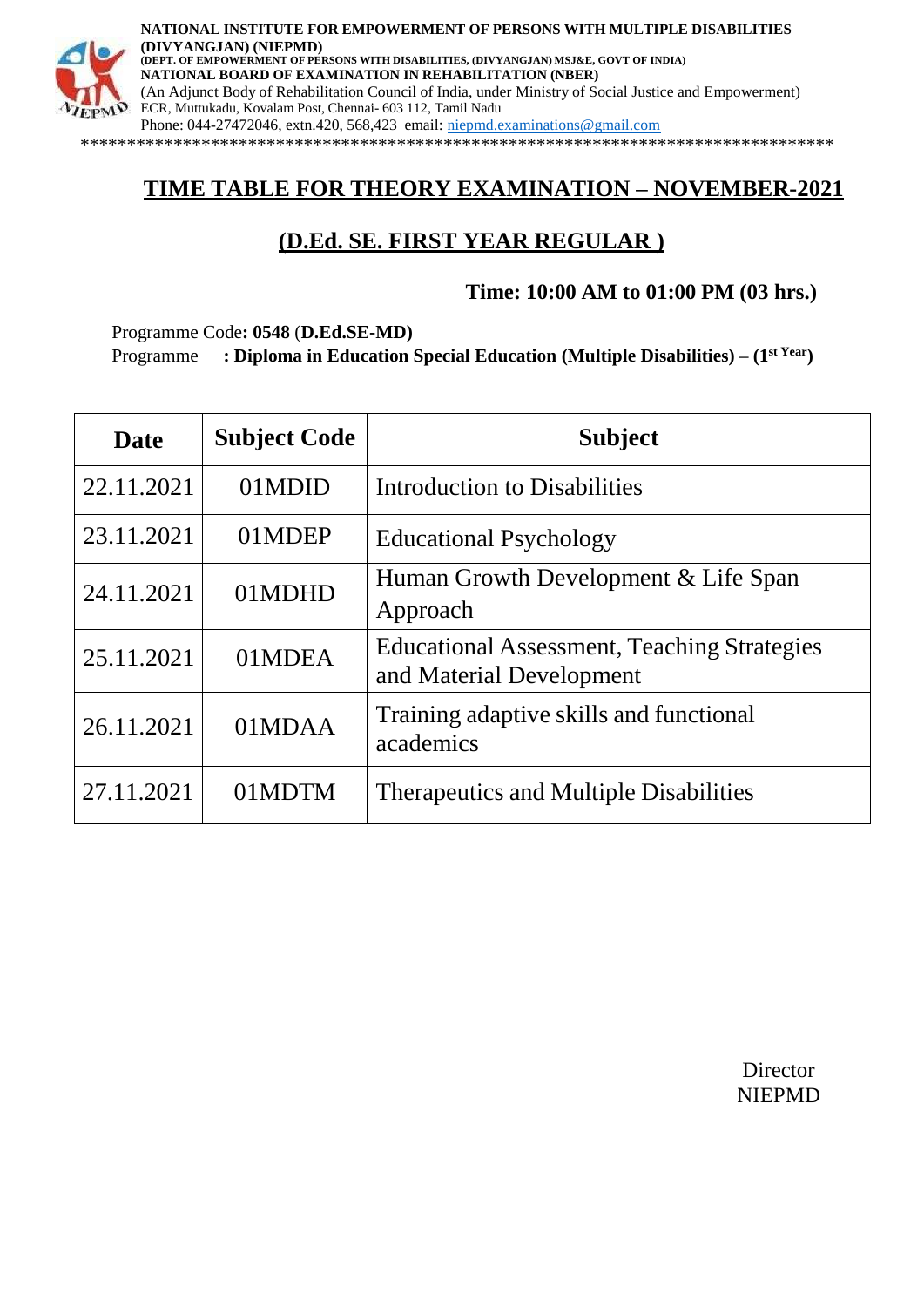**NATIONAL INSTITUTE FOR EMPOWERMENT OF PERSONS WITH MULTIPLE DISABILITIES (DIVYANGJAN) (NIEPMD)**
**(DEPT. OF EMPOWERMENT OF PERSONS WITH DISABILITIES, (DIVYANGJAN) MSJ&E, GOVT OF INDIA)**
**NATIONAL BOARD OF EXAMINATION IN REHABILITATION (NBER)**
(An Adjunct Body of Rehabilitation Council of India, under Ministry of Social Justice and Empowerment)
ECR, Muttukadu, Kovalam Post, Chennai- 603 112, Tamil Nadu
Phone: 044-27472046, extn.420, 568,423 email: niepmd.examinations@gmail.com

***********************************************************************************

## TIME TABLE FOR THEORY EXAMINATION – NOVEMBER-2021

## (D.Ed. SE. FIRST YEAR REGULAR )

**Time: 10:00 AM to 01:00 PM (03 hrs.)**

Programme Code**: 0548** (**D.Ed.SE-MD)**
Programme **: Diploma in Education Special Education (Multiple Disabilities) – (1st Year)**

| Date | Subject Code | Subject |
|---|---|---|
| 22.11.2021 | 01MDID | Introduction to Disabilities |
| 23.11.2021 | 01MDEP | Educational Psychology |
| 24.11.2021 | 01MDHD | Human Growth Development & Life Span Approach |
| 25.11.2021 | 01MDEA | Educational Assessment, Teaching Strategies and Material Development |
| 26.11.2021 | 01MDAA | Training adaptive skills and functional academics |
| 27.11.2021 | 01MDTM | Therapeutics and Multiple Disabilities |

Director
NIEPMD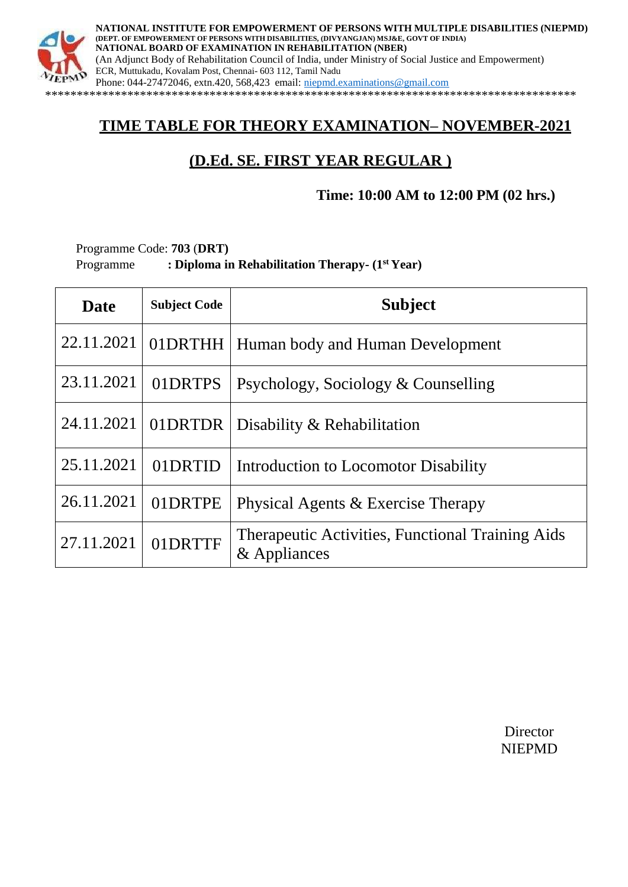**NATIONAL INSTITUTE FOR EMPOWERMENT OF PERSONS WITH MULTIPLE DISABILITIES (NIEPMD)**
**(DEPT. OF EMPOWERMENT OF PERSONS WITH DISABILITIES, (DIVYANGJAN) MSJ&E, GOVT OF INDIA)**
**NATIONAL BOARD OF EXAMINATION IN REHABILITATION (NBER)**
(An Adjunct Body of Rehabilitation Council of India, under Ministry of Social Justice and Empowerment)
ECR, Muttukadu, Kovalam Post, Chennai- 603 112, Tamil Nadu
Phone: 044-27472046, extn.420, 568,423 email: niepmd.examinations@gmail.com

# TIME TABLE FOR THEORY EXAMINATION– NOVEMBER-2021

## (D.Ed. SE. FIRST YEAR REGULAR )

**Time: 10:00 AM to 12:00 PM (02 hrs.)**

Programme Code: **703** (**DRT**)
Programme **: Diploma in Rehabilitation Therapy- (1st Year)**

| Date | Subject Code | Subject |
|---|---|---|
| 22.11.2021 | 01DRTHH | Human body and Human Development |
| 23.11.2021 | 01DRTPS | Psychology, Sociology & Counselling |
| 24.11.2021 | 01DRTDR | Disability & Rehabilitation |
| 25.11.2021 | 01DRTID | Introduction to Locomotor Disability |
| 26.11.2021 | 01DRTPE | Physical Agents & Exercise Therapy |
| 27.11.2021 | 01DRTTF | Therapeutic Activities, Functional Training Aids & Appliances |

Director
NIEPMD